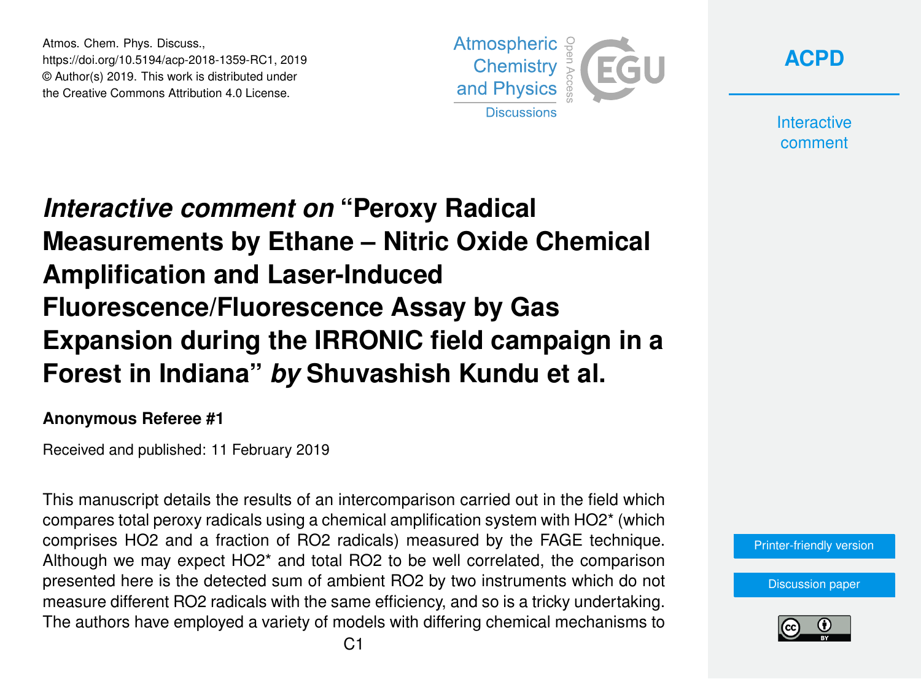# *Interactive comment on* "Peroxy Radical Measurements by Ethane – Nitric Oxide Chemical Amplification and Laser-Induced Fluorescence/Fluorescence Assay by Gas Expansion during the IRRONIC field campaign in a Forest in Indiana" *by* Shuvashish Kundu et al.

**Anonymous Referee #1**

Received and published: 11 February 2019

This manuscript details the results of an intercomparison carried out in the field which compares total peroxy radicals using a chemical amplification system with $HO_2$* (which comprises $HO_2$ and a fraction of $RO_2$ radicals) measured by the FAGE technique. Although we may expect $HO_2$* and total $RO_2$ to be well correlated, the comparison presented here is the detected sum of ambient $RO_2$ by two instruments which do not measure different $RO_2$ radicals with the same efficiency, and so is a tricky undertaking. The authors have employed a variety of models with differing chemical mechanisms to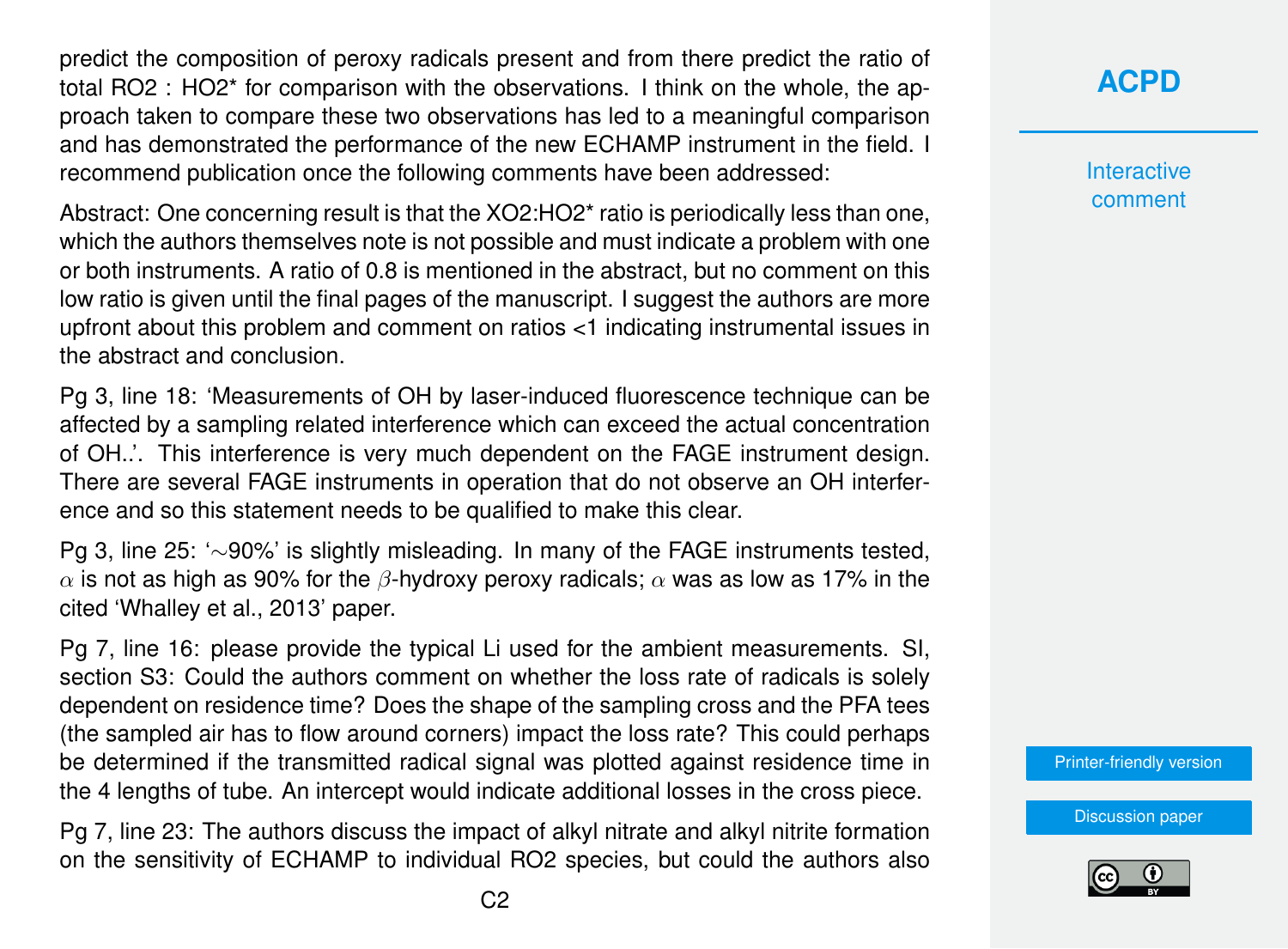predict the composition of peroxy radicals present and from there predict the ratio of total $RO_2$ : $HO_2$* for comparison with the observations. I think on the whole, the approach taken to compare these two observations has led to a meaningful comparison and has demonstrated the performance of the new ECHAMP instrument in the field. I recommend publication once the following comments have been addressed:

Abstract: One concerning result is that the $XO_2$:$HO_2$* ratio is periodically less than one, which the authors themselves note is not possible and must indicate a problem with one or both instruments. A ratio of 0.8 is mentioned in the abstract, but no comment on this low ratio is given until the final pages of the manuscript. I suggest the authors are more upfront about this problem and comment on ratios <1 indicating instrumental issues in the abstract and conclusion.

Pg 3, line 18: 'Measurements of OH by laser-induced fluorescence technique can be affected by a sampling related interference which can exceed the actual concentration of OH..'. This interference is very much dependent on the FAGE instrument design. There are several FAGE instruments in operation that do not observe an OH interference and so this statement needs to be qualified to make this clear.

Pg 3, line 25: '∼90%' is slightly misleading. In many of the FAGE instruments tested, $\alpha$ is not as high as 90% for the $\beta$-hydroxy peroxy radicals; $\alpha$ was as low as 17% in the cited 'Whalley et al., 2013' paper.

Pg 7, line 16: please provide the typical Li used for the ambient measurements. SI, section S3: Could the authors comment on whether the loss rate of radicals is solely dependent on residence time? Does the shape of the sampling cross and the PFA tees (the sampled air has to flow around corners) impact the loss rate? This could perhaps be determined if the transmitted radical signal was plotted against residence time in the 4 lengths of tube. An intercept would indicate additional losses in the cross piece.

Pg 7, line 23: The authors discuss the impact of alkyl nitrate and alkyl nitrite formation on the sensitivity of ECHAMP to individual $RO_2$ species, but could the authors also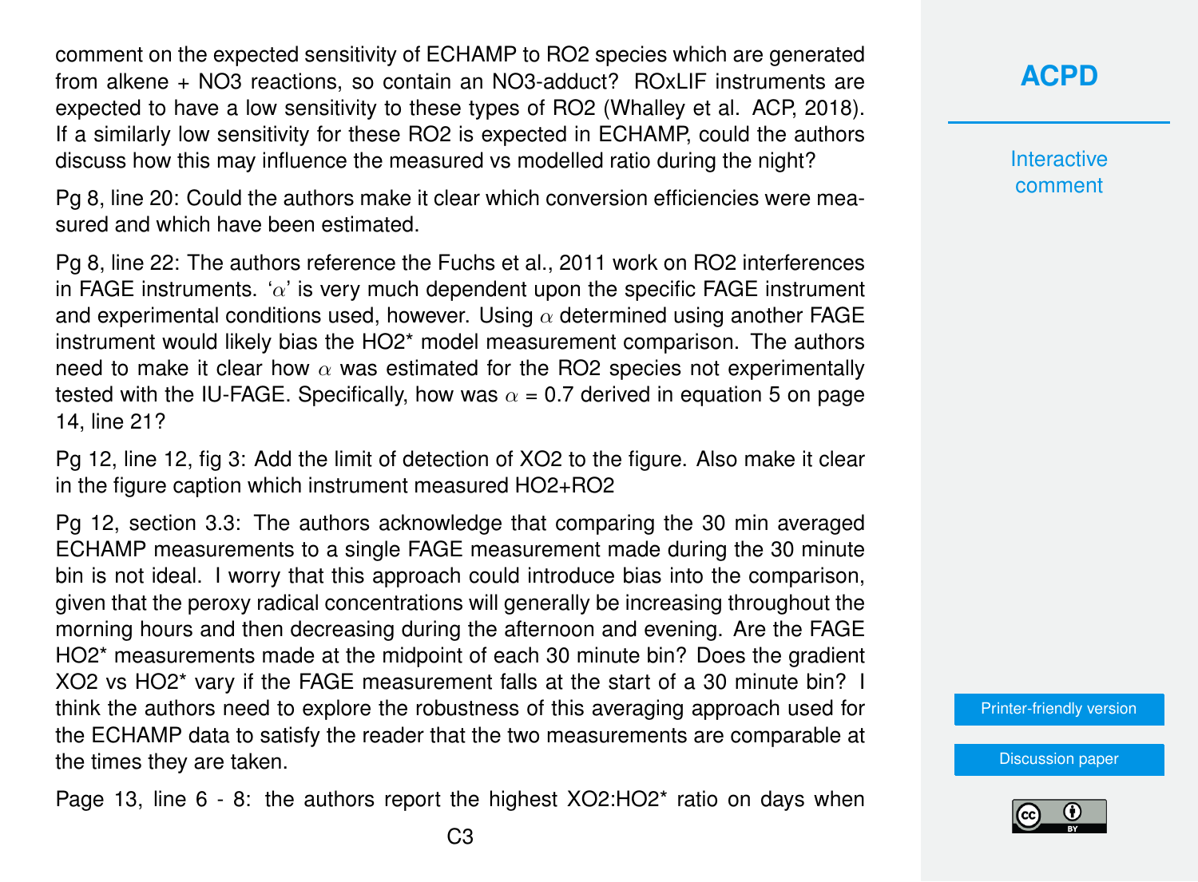comment on the expected sensitivity of ECHAMP to RO2 species which are generated from alkene + NO3 reactions, so contain an NO3-adduct? ROxLIF instruments are expected to have a low sensitivity to these types of RO2 (Whalley et al. ACP, 2018). If a similarly low sensitivity for these RO2 is expected in ECHAMP, could the authors discuss how this may influence the measured vs modelled ratio during the night?

Pg 8, line 20: Could the authors make it clear which conversion efficiencies were measured and which have been estimated.

Pg 8, line 22: The authors reference the Fuchs et al., 2011 work on RO2 interferences in FAGE instruments. '$\alpha$' is very much dependent upon the specific FAGE instrument and experimental conditions used, however. Using $\alpha$ determined using another FAGE instrument would likely bias the HO2* model measurement comparison. The authors need to make it clear how $\alpha$ was estimated for the RO2 species not experimentally tested with the IU-FAGE. Specifically, how was $\alpha$ = 0.7 derived in equation 5 on page 14, line 21?

Pg 12, line 12, fig 3: Add the limit of detection of XO2 to the figure. Also make it clear in the figure caption which instrument measured HO2+RO2

Pg 12, section 3.3: The authors acknowledge that comparing the 30 min averaged ECHAMP measurements to a single FAGE measurement made during the 30 minute bin is not ideal. I worry that this approach could introduce bias into the comparison, given that the peroxy radical concentrations will generally be increasing throughout the morning hours and then decreasing during the afternoon and evening. Are the FAGE HO2* measurements made at the midpoint of each 30 minute bin? Does the gradient XO2 vs HO2* vary if the FAGE measurement falls at the start of a 30 minute bin? I think the authors need to explore the robustness of this averaging approach used for the ECHAMP data to satisfy the reader that the two measurements are comparable at the times they are taken.

Page 13, line 6 - 8: the authors report the highest XO2:HO2* ratio on days when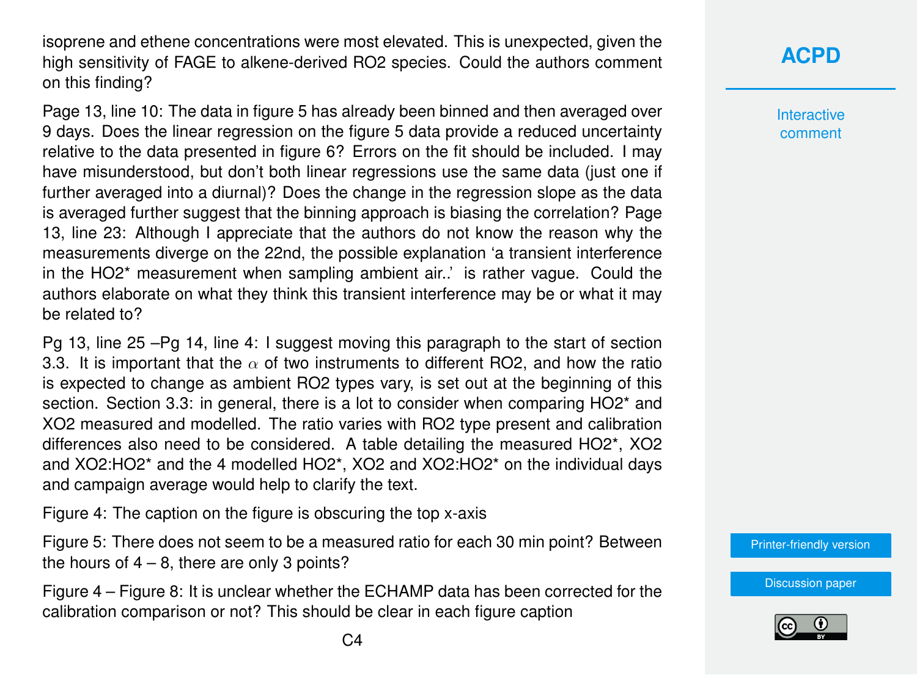isoprene and ethene concentrations were most elevated. This is unexpected, given the high sensitivity of FAGE to alkene-derived $RO_2$ species. Could the authors comment on this finding?

Page 13, line 10: The data in figure 5 has already been binned and then averaged over 9 days. Does the linear regression on the figure 5 data provide a reduced uncertainty relative to the data presented in figure 6? Errors on the fit should be included. I may have misunderstood, but don't both linear regressions use the same data (just one if further averaged into a diurnal)? Does the change in the regression slope as the data is averaged further suggest that the binning approach is biasing the correlation? Page 13, line 23: Although I appreciate that the authors do not know the reason why the measurements diverge on the 22nd, the possible explanation 'a transient interference in the $HO_2$* measurement when sampling ambient air..' is rather vague. Could the authors elaborate on what they think this transient interference may be or what it may be related to?

Pg 13, line 25 –Pg 14, line 4: I suggest moving this paragraph to the start of section 3.3. It is important that the $\alpha$ of two instruments to different $RO_2$, and how the ratio is expected to change as ambient $RO_2$ types vary, is set out at the beginning of this section. Section 3.3: in general, there is a lot to consider when comparing $HO_2$* and $XO_2$ measured and modelled. The ratio varies with $RO_2$ type present and calibration differences also need to be considered. A table detailing the measured $HO_2$*, $XO_2$ and $XO_2$:$HO_2$* and the 4 modelled $HO_2$*, $XO_2$ and $XO_2$:$HO_2$* on the individual days and campaign average would help to clarify the text.

Figure 4: The caption on the figure is obscuring the top x-axis

Figure 5: There does not seem to be a measured ratio for each 30 min point? Between the hours of 4 – 8, there are only 3 points?

Figure 4 – Figure 8: It is unclear whether the ECHAMP data has been corrected for the calibration comparison or not? This should be clear in each figure caption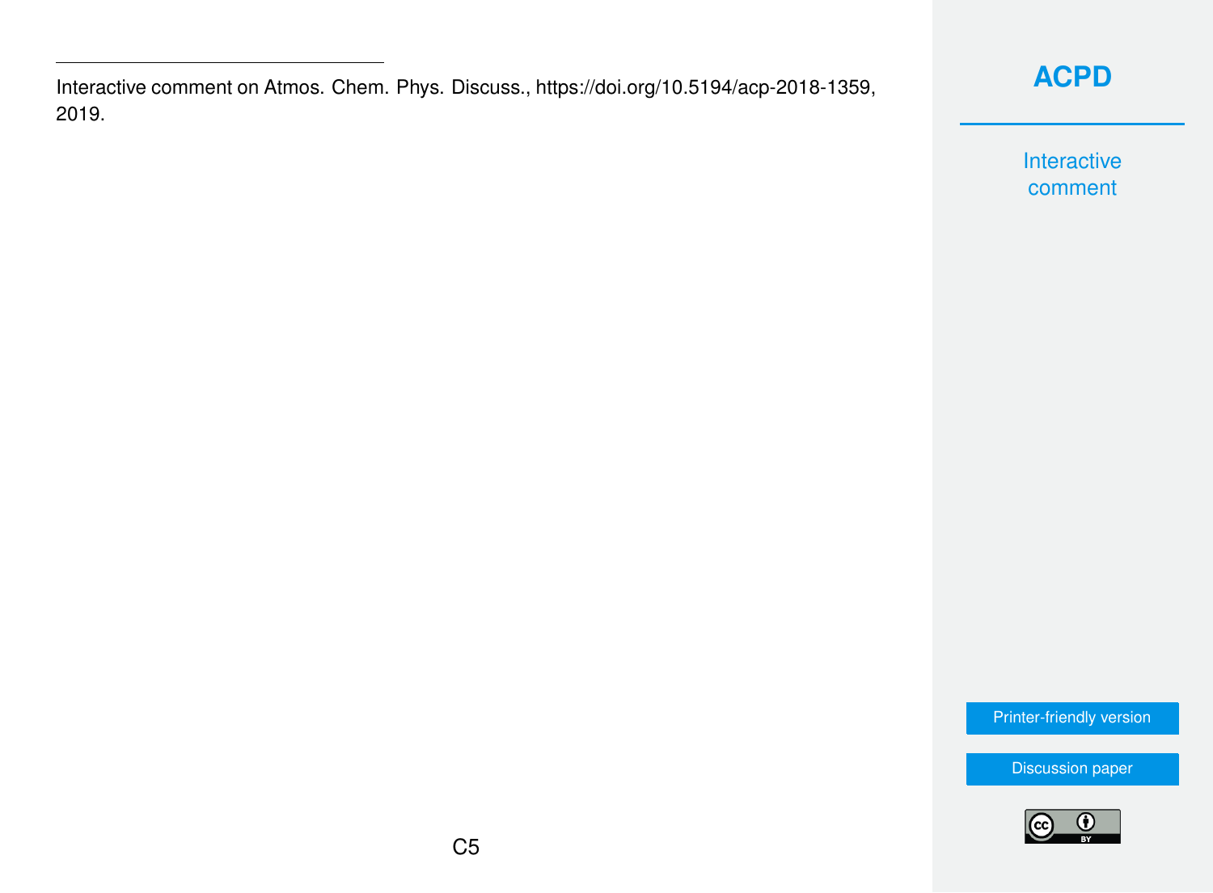Interactive comment on Atmos. Chem. Phys. Discuss., https://doi.org/10.5194/acp-2018-1359, 2019.